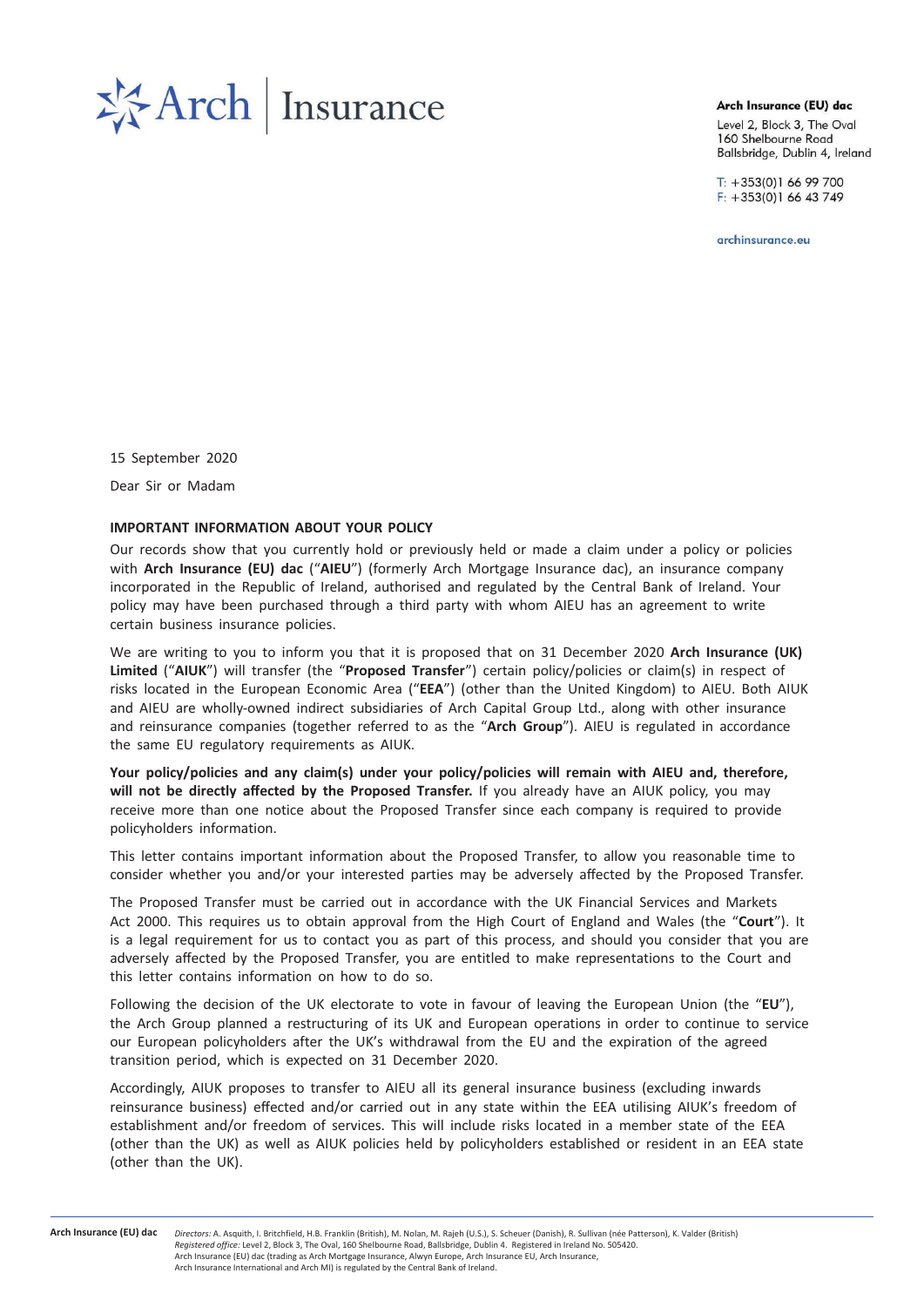**Arch Insurance (EU) dac**
Level 2, Block 3, The Oval
160 Shelbourne Road
Ballsbridge, Dublin 4, Ireland

T: +353(0)1 66 99 700
F: +353(0)1 66 43 749

archinsurance.eu

15 September 2020

Dear Sir or Madam

**IMPORTANT INFORMATION ABOUT YOUR POLICY**

Our records show that you currently hold or previously held or made a claim under a policy or policies with **Arch Insurance (EU) dac** ("**AIEU**") (formerly Arch Mortgage Insurance dac), an insurance company incorporated in the Republic of Ireland, authorised and regulated by the Central Bank of Ireland. Your policy may have been purchased through a third party with whom AIEU has an agreement to write certain business insurance policies.

We are writing to you to inform you that it is proposed that on 31 December 2020 **Arch Insurance (UK) Limited** ("**AIUK**") will transfer (the "**Proposed Transfer**") certain policy/policies or claim(s) in respect of risks located in the European Economic Area ("**EEA**") (other than the United Kingdom) to AIEU. Both AIUK and AIEU are wholly-owned indirect subsidiaries of Arch Capital Group Ltd., along with other insurance and reinsurance companies (together referred to as the "**Arch Group**"). AIEU is regulated in accordance the same EU regulatory requirements as AIUK.

**Your policy/policies and any claim(s) under your policy/policies will remain with AIEU and, therefore, will not be directly affected by the Proposed Transfer.** If you already have an AIUK policy, you may receive more than one notice about the Proposed Transfer since each company is required to provide policyholders information.

This letter contains important information about the Proposed Transfer, to allow you reasonable time to consider whether you and/or your interested parties may be adversely affected by the Proposed Transfer.

The Proposed Transfer must be carried out in accordance with the UK Financial Services and Markets Act 2000. This requires us to obtain approval from the High Court of England and Wales (the "**Court**"). It is a legal requirement for us to contact you as part of this process, and should you consider that you are adversely affected by the Proposed Transfer, you are entitled to make representations to the Court and this letter contains information on how to do so.

Following the decision of the UK electorate to vote in favour of leaving the European Union (the "**EU**"), the Arch Group planned a restructuring of its UK and European operations in order to continue to service our European policyholders after the UK's withdrawal from the EU and the expiration of the agreed transition period, which is expected on 31 December 2020.

Accordingly, AIUK proposes to transfer to AIEU all its general insurance business (excluding inwards reinsurance business) effected and/or carried out in any state within the EEA utilising AIUK's freedom of establishment and/or freedom of services. This will include risks located in a member state of the EEA (other than the UK) as well as AIUK policies held by policyholders established or resident in an EEA state (other than the UK).

**Arch Insurance (EU) dac** *Directors:* A. Asquith, I. Britchfield, H.B. Franklin (British), M. Nolan, M. Rajeh (U.S.), S. Scheuer (Danish), R. Sullivan (née Patterson), K. Valder (British)
*Registered office:* Level 2, Block 3, The Oval, 160 Shelbourne Road, Ballsbridge, Dublin 4. Registered in Ireland No. 505420.
Arch Insurance (EU) dac (trading as Arch Mortgage Insurance, Alwyn Europe, Arch Insurance EU, Arch Insurance, Arch Insurance International and Arch MI) is regulated by the Central Bank of Ireland.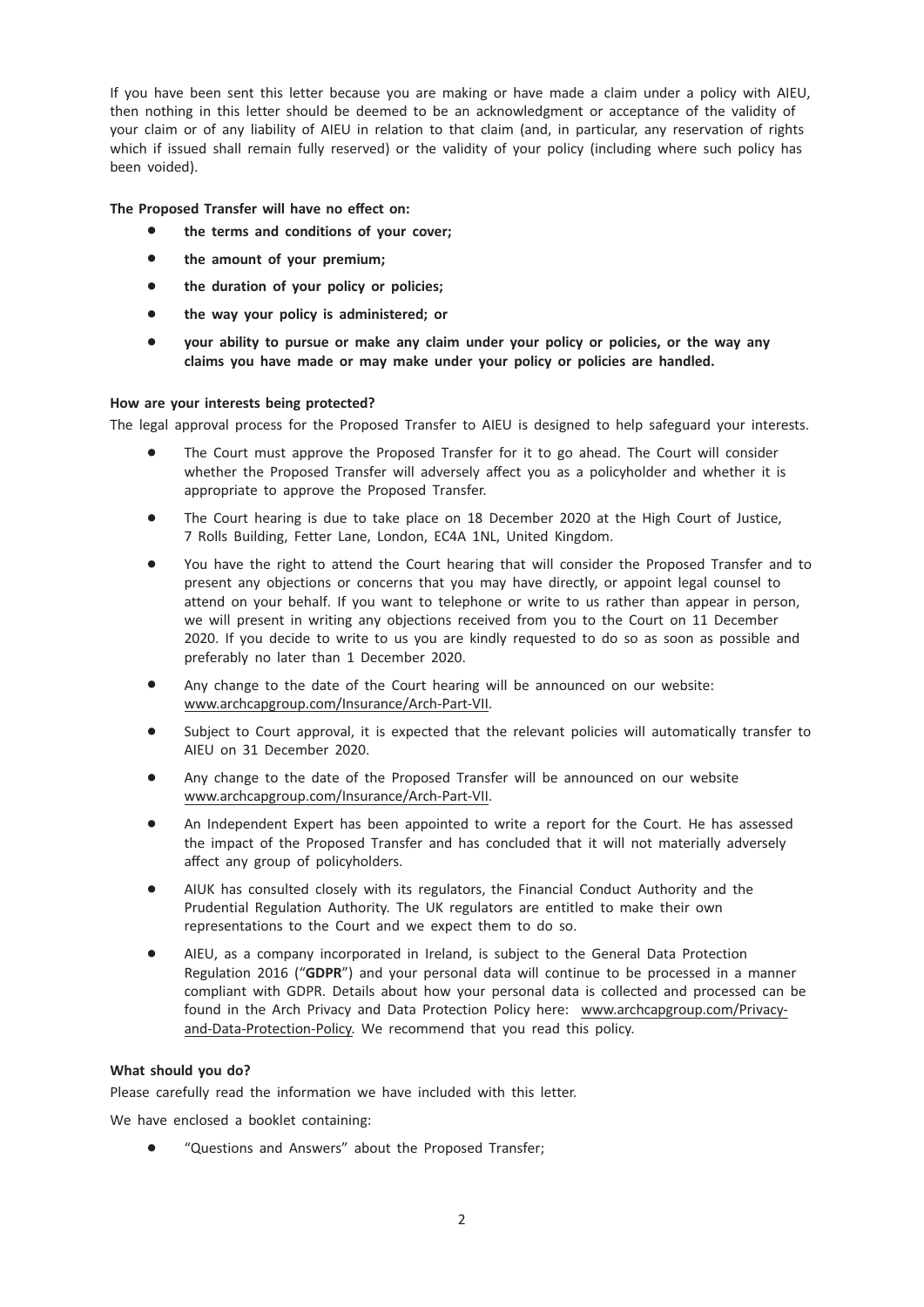If you have been sent this letter because you are making or have made a claim under a policy with AIEU, then nothing in this letter should be deemed to be an acknowledgment or acceptance of the validity of your claim or of any liability of AIEU in relation to that claim (and, in particular, any reservation of rights which if issued shall remain fully reserved) or the validity of your policy (including where such policy has been voided).

**The Proposed Transfer will have no effect on:**

- **the terms and conditions of your cover;**
- **the amount of your premium;**
- **the duration of your policy or policies;**
- **the way your policy is administered; or**
- **your ability to pursue or make any claim under your policy or policies, or the way any claims you have made or may make under your policy or policies are handled.**

**How are your interests being protected?**

The legal approval process for the Proposed Transfer to AIEU is designed to help safeguard your interests.

- The Court must approve the Proposed Transfer for it to go ahead. The Court will consider whether the Proposed Transfer will adversely affect you as a policyholder and whether it is appropriate to approve the Proposed Transfer.
- The Court hearing is due to take place on 18 December 2020 at the High Court of Justice, 7 Rolls Building, Fetter Lane, London, EC4A 1NL, United Kingdom.
- You have the right to attend the Court hearing that will consider the Proposed Transfer and to present any objections or concerns that you may have directly, or appoint legal counsel to attend on your behalf. If you want to telephone or write to us rather than appear in person, we will present in writing any objections received from you to the Court on 11 December 2020. If you decide to write to us you are kindly requested to do so as soon as possible and preferably no later than 1 December 2020.
- Any change to the date of the Court hearing will be announced on our website: www.archcapgroup.com/Insurance/Arch-Part-VII.
- Subject to Court approval, it is expected that the relevant policies will automatically transfer to AIEU on 31 December 2020.
- Any change to the date of the Proposed Transfer will be announced on our website www.archcapgroup.com/Insurance/Arch-Part-VII.
- An Independent Expert has been appointed to write a report for the Court. He has assessed the impact of the Proposed Transfer and has concluded that it will not materially adversely affect any group of policyholders.
- AIUK has consulted closely with its regulators, the Financial Conduct Authority and the Prudential Regulation Authority. The UK regulators are entitled to make their own representations to the Court and we expect them to do so.
- AIEU, as a company incorporated in Ireland, is subject to the General Data Protection Regulation 2016 ("**GDPR**") and your personal data will continue to be processed in a manner compliant with GDPR. Details about how your personal data is collected and processed can be found in the Arch Privacy and Data Protection Policy here: www.archcapgroup.com/Privacy-and-Data-Protection-Policy. We recommend that you read this policy.

**What should you do?**

Please carefully read the information we have included with this letter.

We have enclosed a booklet containing:

- "Questions and Answers" about the Proposed Transfer;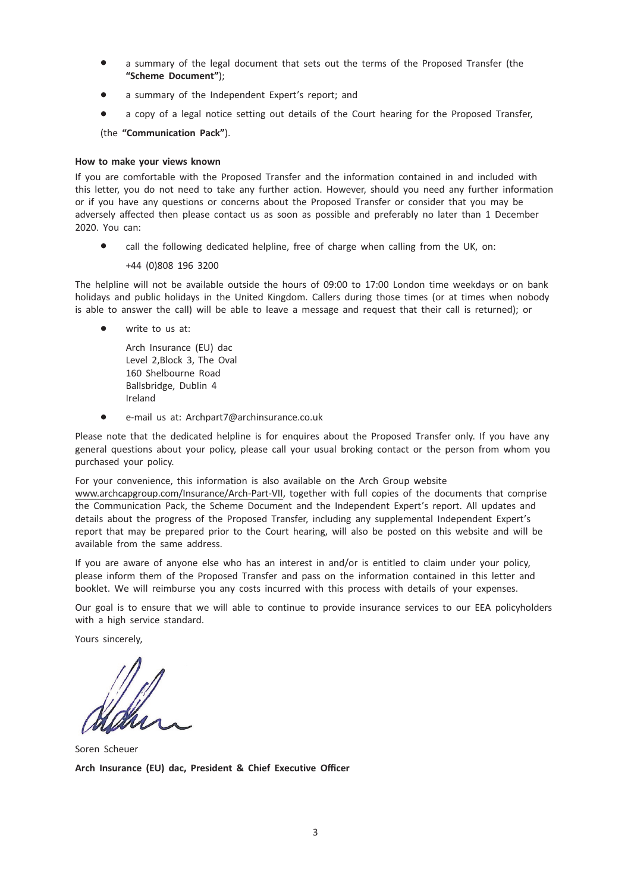- a summary of the legal document that sets out the terms of the Proposed Transfer (the **"Scheme Document"**);
- a summary of the Independent Expert's report; and
- a copy of a legal notice setting out details of the Court hearing for the Proposed Transfer,

(the **"Communication Pack"**).

**How to make your views known**

If you are comfortable with the Proposed Transfer and the information contained in and included with this letter, you do not need to take any further action. However, should you need any further information or if you have any questions or concerns about the Proposed Transfer or consider that you may be adversely affected then please contact us as soon as possible and preferably no later than 1 December 2020. You can:

- call the following dedicated helpline, free of charge when calling from the UK, on:

  +44 (0)808 196 3200

The helpline will not be available outside the hours of 09:00 to 17:00 London time weekdays or on bank holidays and public holidays in the United Kingdom. Callers during those times (or at times when nobody is able to answer the call) will be able to leave a message and request that their call is returned); or

- write to us at:

  Arch Insurance (EU) dac
  Level 2,Block 3, The Oval
  160 Shelbourne Road
  Ballsbridge, Dublin 4
  Ireland

- e-mail us at: Archpart7@archinsurance.co.uk

Please note that the dedicated helpline is for enquires about the Proposed Transfer only. If you have any general questions about your policy, please call your usual broking contact or the person from whom you purchased your policy.

For your convenience, this information is also available on the Arch Group website www.archcapgroup.com/Insurance/Arch-Part-VII, together with full copies of the documents that comprise the Communication Pack, the Scheme Document and the Independent Expert's report. All updates and details about the progress of the Proposed Transfer, including any supplemental Independent Expert's report that may be prepared prior to the Court hearing, will also be posted on this website and will be available from the same address.

If you are aware of anyone else who has an interest in and/or is entitled to claim under your policy, please inform them of the Proposed Transfer and pass on the information contained in this letter and booklet. We will reimburse you any costs incurred with this process with details of your expenses.

Our goal is to ensure that we will able to continue to provide insurance services to our EEA policyholders with a high service standard.

Yours sincerely,

Soren Scheuer

**Arch Insurance (EU) dac, President & Chief Executive Officer**